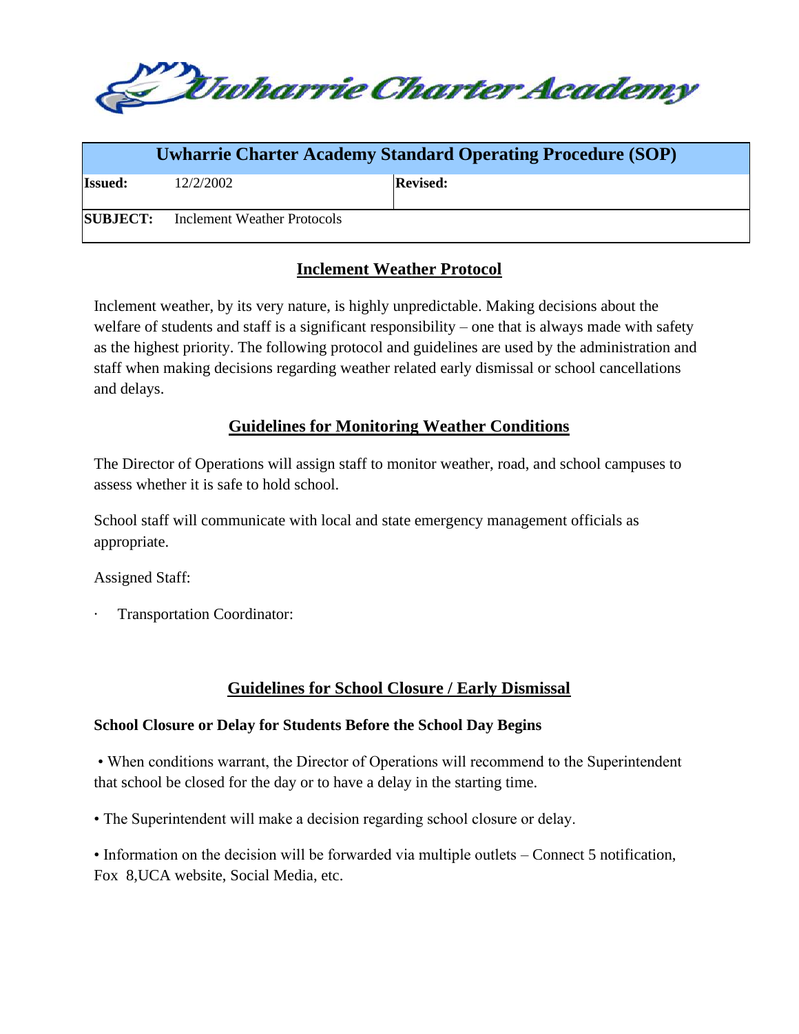Uwharrie Charter Academy

| Uwharrie Charter Academy Standard Operating Procedure (SOP) | | | |
|---|---|---|---|
| **Issued:** | 12/2/2002 | **Revised:** | |
| **SUBJECT:** | Inclement Weather Protocols | | |

## Inclement Weather Protocol

Inclement weather, by its very nature, is highly unpredictable. Making decisions about the welfare of students and staff is a significant responsibility – one that is always made with safety as the highest priority. The following protocol and guidelines are used by the administration and staff when making decisions regarding weather related early dismissal or school cancellations and delays.

## Guidelines for Monitoring Weather Conditions

The Director of Operations will assign staff to monitor weather, road, and school campuses to assess whether it is safe to hold school.

School staff will communicate with local and state emergency management officials as appropriate.

Assigned Staff:

- Transportation Coordinator:

## Guidelines for School Closure / Early Dismissal

**School Closure or Delay for Students Before the School Day Begins**

- When conditions warrant, the Director of Operations will recommend to the Superintendent that school be closed for the day or to have a delay in the starting time.
- The Superintendent will make a decision regarding school closure or delay.
- Information on the decision will be forwarded via multiple outlets – Connect 5 notification, Fox 8,UCA website, Social Media, etc.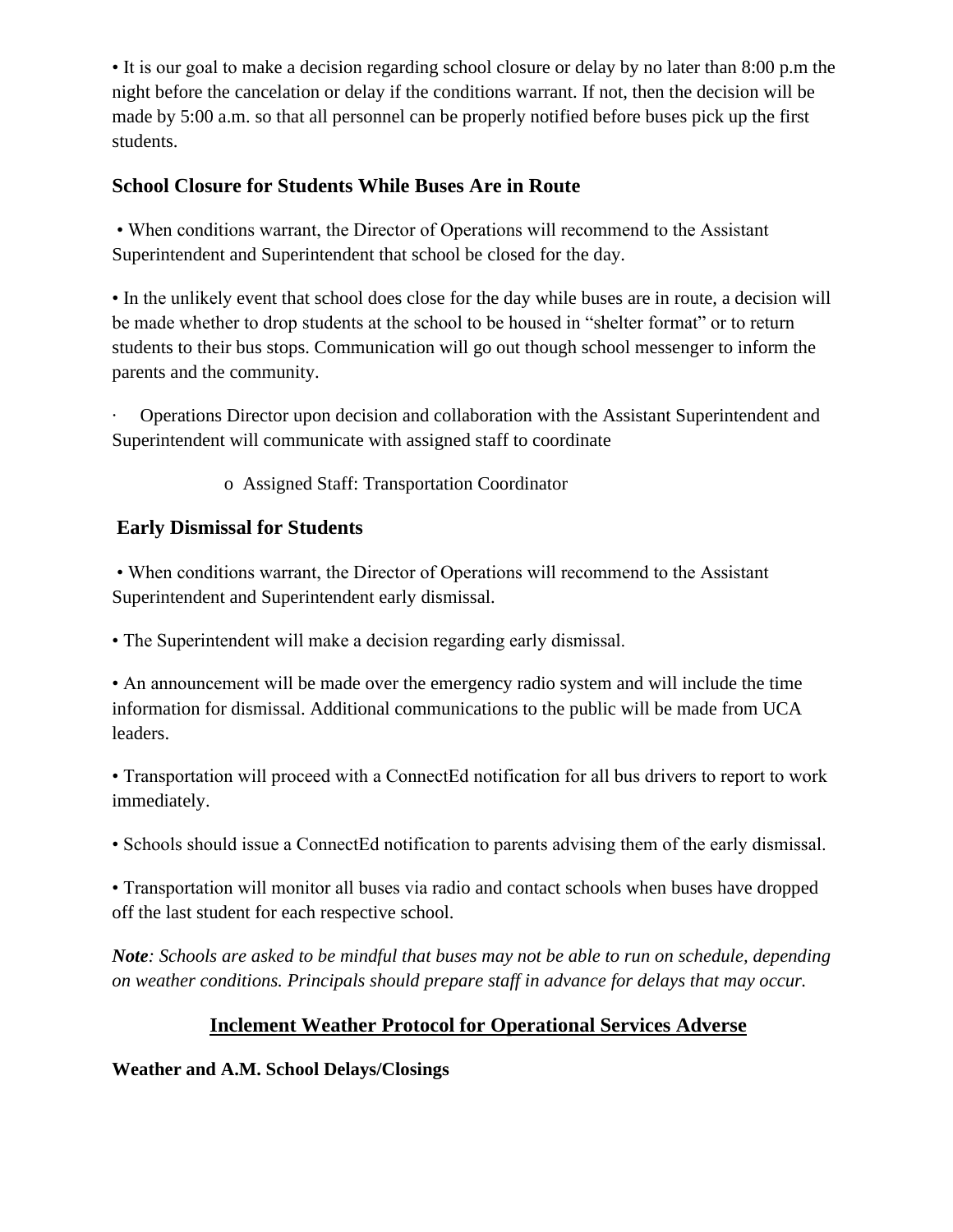• It is our goal to make a decision regarding school closure or delay by no later than 8:00 p.m the night before the cancelation or delay if the conditions warrant. If not, then the decision will be made by 5:00 a.m. so that all personnel can be properly notified before buses pick up the first students.

### School Closure for Students While Buses Are in Route

• When conditions warrant, the Director of Operations will recommend to the Assistant Superintendent and Superintendent that school be closed for the day.

• In the unlikely event that school does close for the day while buses are in route, a decision will be made whether to drop students at the school to be housed in "shelter format" or to return students to their bus stops. Communication will go out though school messenger to inform the parents and the community.

· Operations Director upon decision and collaboration with the Assistant Superintendent and Superintendent will communicate with assigned staff to coordinate

- o Assigned Staff: Transportation Coordinator

### Early Dismissal for Students

• When conditions warrant, the Director of Operations will recommend to the Assistant Superintendent and Superintendent early dismissal.

• The Superintendent will make a decision regarding early dismissal.

• An announcement will be made over the emergency radio system and will include the time information for dismissal. Additional communications to the public will be made from UCA leaders.

• Transportation will proceed with a ConnectEd notification for all bus drivers to report to work immediately.

• Schools should issue a ConnectEd notification to parents advising them of the early dismissal.

• Transportation will monitor all buses via radio and contact schools when buses have dropped off the last student for each respective school.

***Note**: Schools are asked to be mindful that buses may not be able to run on schedule, depending on weather conditions. Principals should prepare staff in advance for delays that may occur.*

## Inclement Weather Protocol for Operational Services Adverse

**Weather and A.M. School Delays/Closings**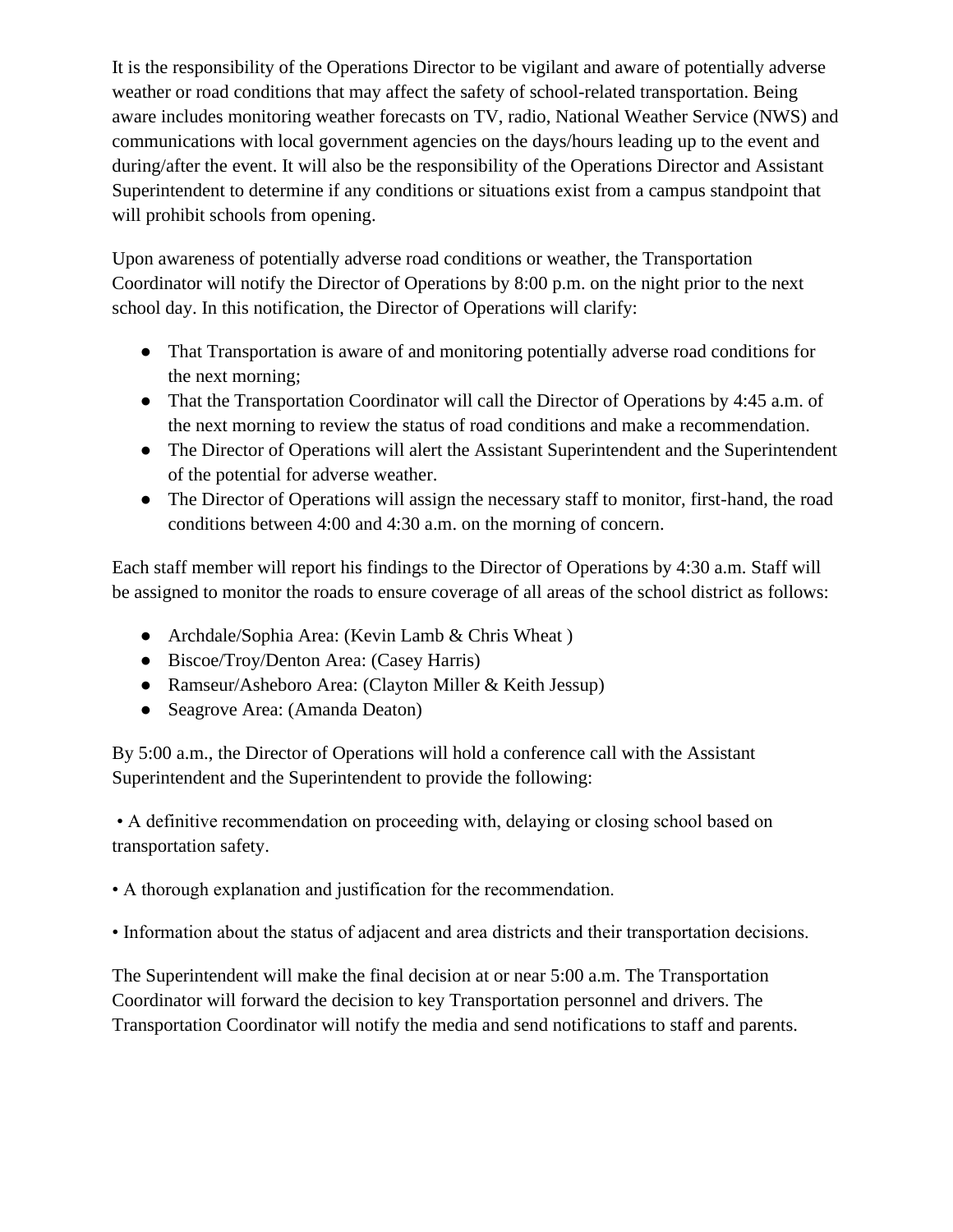It is the responsibility of the Operations Director to be vigilant and aware of potentially adverse weather or road conditions that may affect the safety of school-related transportation. Being aware includes monitoring weather forecasts on TV, radio, National Weather Service (NWS) and communications with local government agencies on the days/hours leading up to the event and during/after the event. It will also be the responsibility of the Operations Director and Assistant Superintendent to determine if any conditions or situations exist from a campus standpoint that will prohibit schools from opening.

Upon awareness of potentially adverse road conditions or weather, the Transportation Coordinator will notify the Director of Operations by 8:00 p.m. on the night prior to the next school day. In this notification, the Director of Operations will clarify:

- That Transportation is aware of and monitoring potentially adverse road conditions for the next morning;
- That the Transportation Coordinator will call the Director of Operations by 4:45 a.m. of the next morning to review the status of road conditions and make a recommendation.
- The Director of Operations will alert the Assistant Superintendent and the Superintendent of the potential for adverse weather.
- The Director of Operations will assign the necessary staff to monitor, first-hand, the road conditions between 4:00 and 4:30 a.m. on the morning of concern.

Each staff member will report his findings to the Director of Operations by 4:30 a.m. Staff will be assigned to monitor the roads to ensure coverage of all areas of the school district as follows:

- Archdale/Sophia Area: (Kevin Lamb & Chris Wheat )
- Biscoe/Troy/Denton Area: (Casey Harris)
- Ramseur/Asheboro Area: (Clayton Miller & Keith Jessup)
- Seagrove Area: (Amanda Deaton)

By 5:00 a.m., the Director of Operations will hold a conference call with the Assistant Superintendent and the Superintendent to provide the following:

- A definitive recommendation on proceeding with, delaying or closing school based on transportation safety.
- A thorough explanation and justification for the recommendation.
- Information about the status of adjacent and area districts and their transportation decisions.

The Superintendent will make the final decision at or near 5:00 a.m. The Transportation Coordinator will forward the decision to key Transportation personnel and drivers. The Transportation Coordinator will notify the media and send notifications to staff and parents.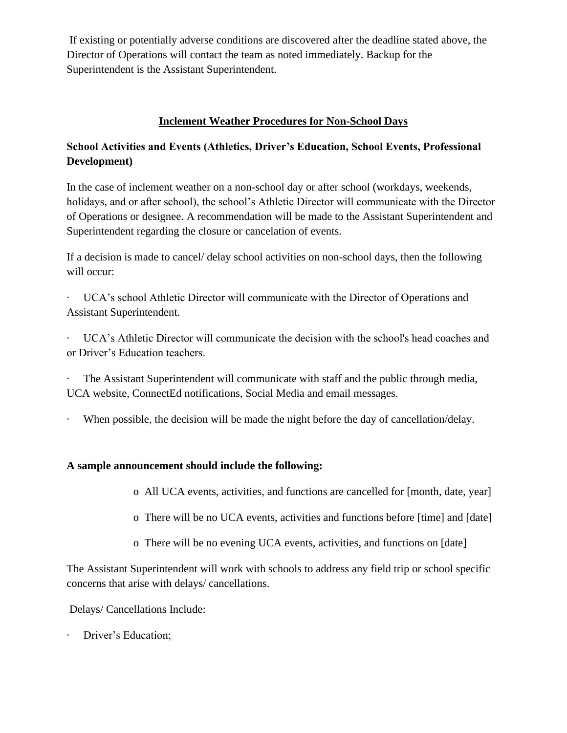If existing or potentially adverse conditions are discovered after the deadline stated above, the Director of Operations will contact the team as noted immediately. Backup for the Superintendent is the Assistant Superintendent.

## Inclement Weather Procedures for Non-School Days

### School Activities and Events (Athletics, Driver's Education, School Events, Professional Development)

In the case of inclement weather on a non-school day or after school (workdays, weekends, holidays, and or after school), the school's Athletic Director will communicate with the Director of Operations or designee. A recommendation will be made to the Assistant Superintendent and Superintendent regarding the closure or cancelation of events.

If a decision is made to cancel/ delay school activities on non-school days, then the following will occur:

- UCA's school Athletic Director will communicate with the Director of Operations and Assistant Superintendent.
- UCA's Athletic Director will communicate the decision with the school's head coaches and or Driver's Education teachers.
- The Assistant Superintendent will communicate with staff and the public through media, UCA website, ConnectEd notifications, Social Media and email messages.
- When possible, the decision will be made the night before the day of cancellation/delay.

**A sample announcement should include the following:**

- All UCA events, activities, and functions are cancelled for [month, date, year]
- There will be no UCA events, activities and functions before [time] and [date]
- There will be no evening UCA events, activities, and functions on [date]

The Assistant Superintendent will work with schools to address any field trip or school specific concerns that arise with delays/ cancellations.

Delays/ Cancellations Include:

- Driver's Education;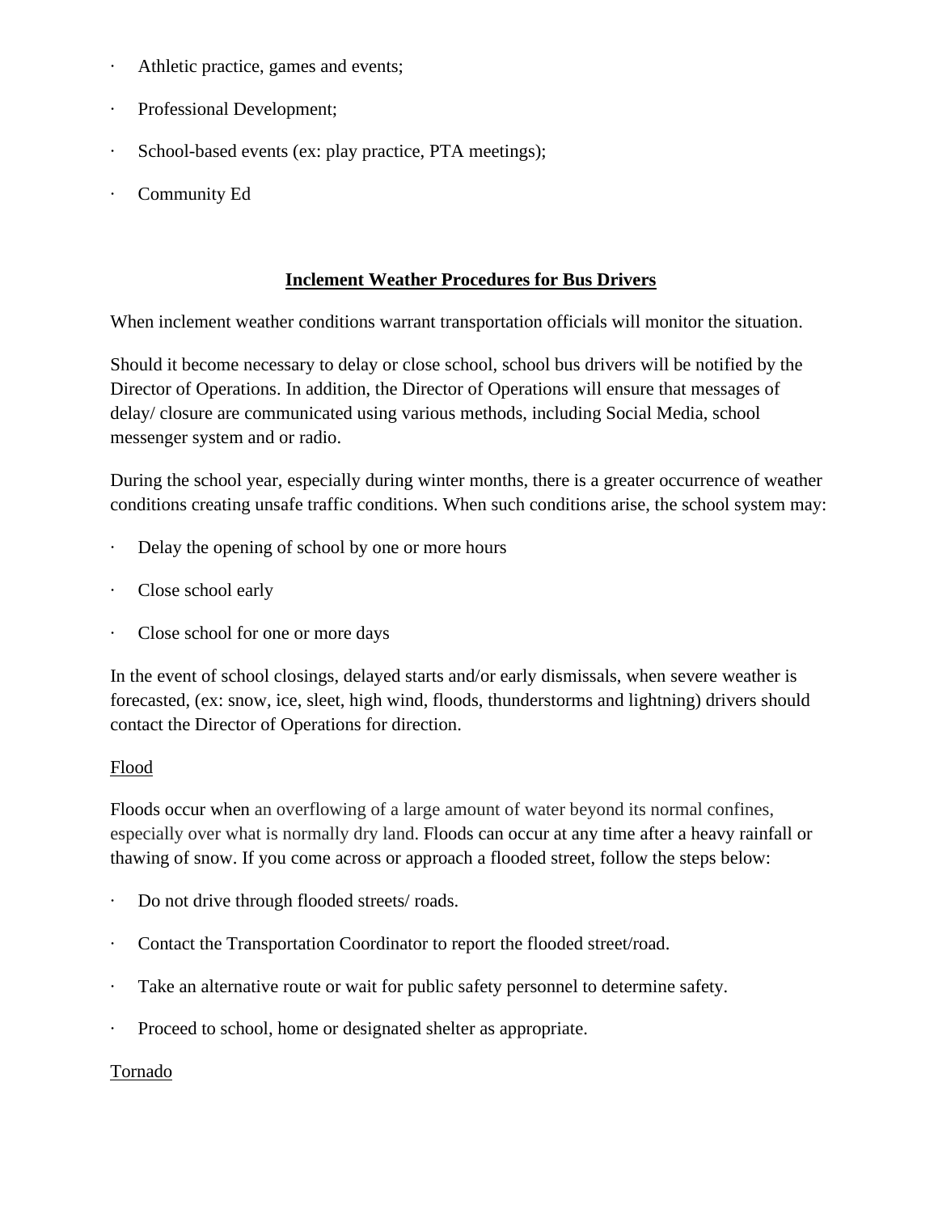- Athletic practice, games and events;
- Professional Development;
- School-based events (ex: play practice, PTA meetings);
- Community Ed

## Inclement Weather Procedures for Bus Drivers

When inclement weather conditions warrant transportation officials will monitor the situation.

Should it become necessary to delay or close school, school bus drivers will be notified by the Director of Operations. In addition, the Director of Operations will ensure that messages of delay/ closure are communicated using various methods, including Social Media, school messenger system and or radio.

During the school year, especially during winter months, there is a greater occurrence of weather conditions creating unsafe traffic conditions. When such conditions arise, the school system may:

- Delay the opening of school by one or more hours
- Close school early
- Close school for one or more days

In the event of school closings, delayed starts and/or early dismissals, when severe weather is forecasted, (ex: snow, ice, sleet, high wind, floods, thunderstorms and lightning) drivers should contact the Director of Operations for direction.

### Flood

Floods occur when an overflowing of a large amount of water beyond its normal confines, especially over what is normally dry land. Floods can occur at any time after a heavy rainfall or thawing of snow. If you come across or approach a flooded street, follow the steps below:

- Do not drive through flooded streets/ roads.
- Contact the Transportation Coordinator to report the flooded street/road.
- Take an alternative route or wait for public safety personnel to determine safety.
- Proceed to school, home or designated shelter as appropriate.

### Tornado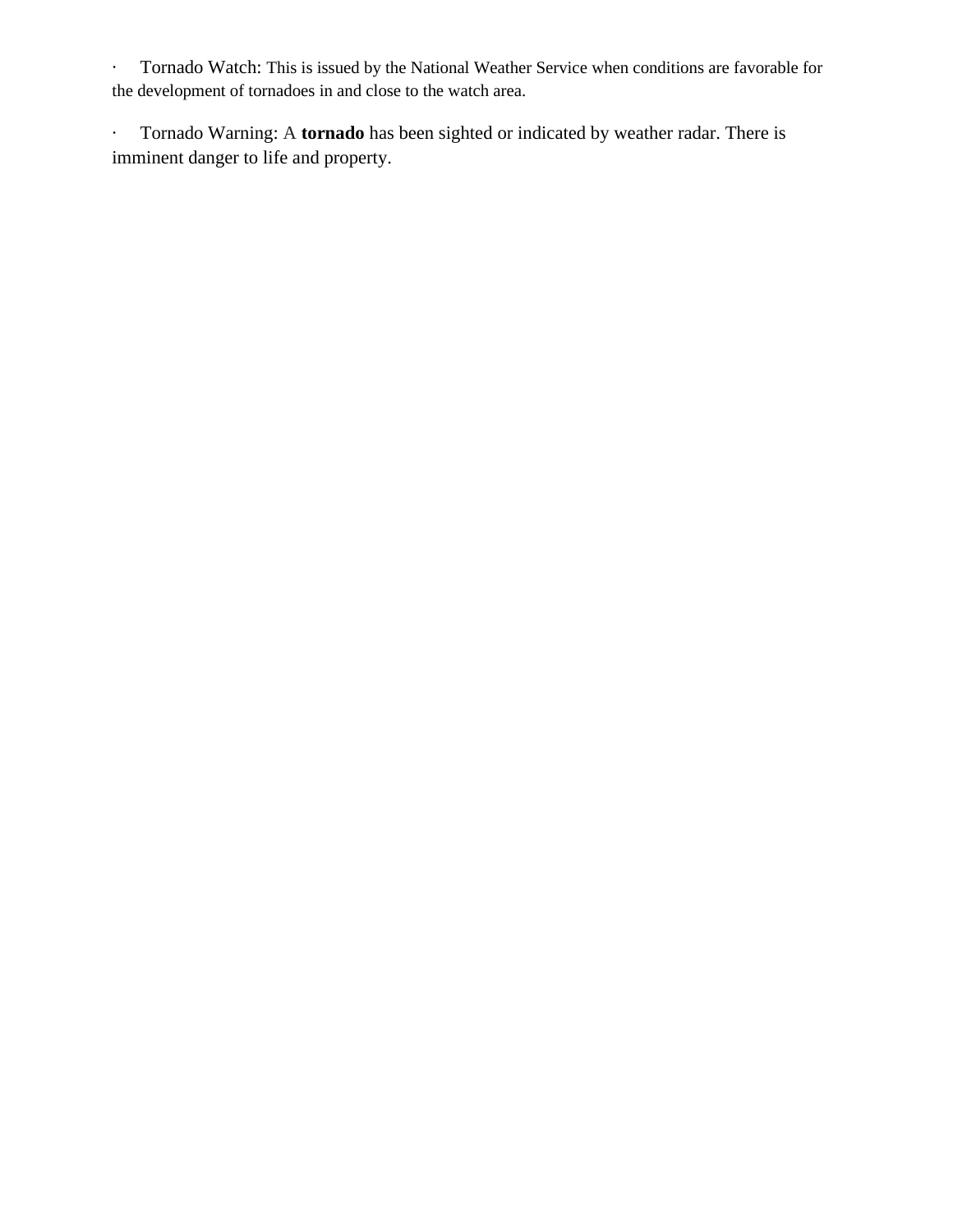- Tornado Watch: This is issued by the National Weather Service when conditions are favorable for the development of tornadoes in and close to the watch area.

- Tornado Warning: A **tornado** has been sighted or indicated by weather radar. There is imminent danger to life and property.